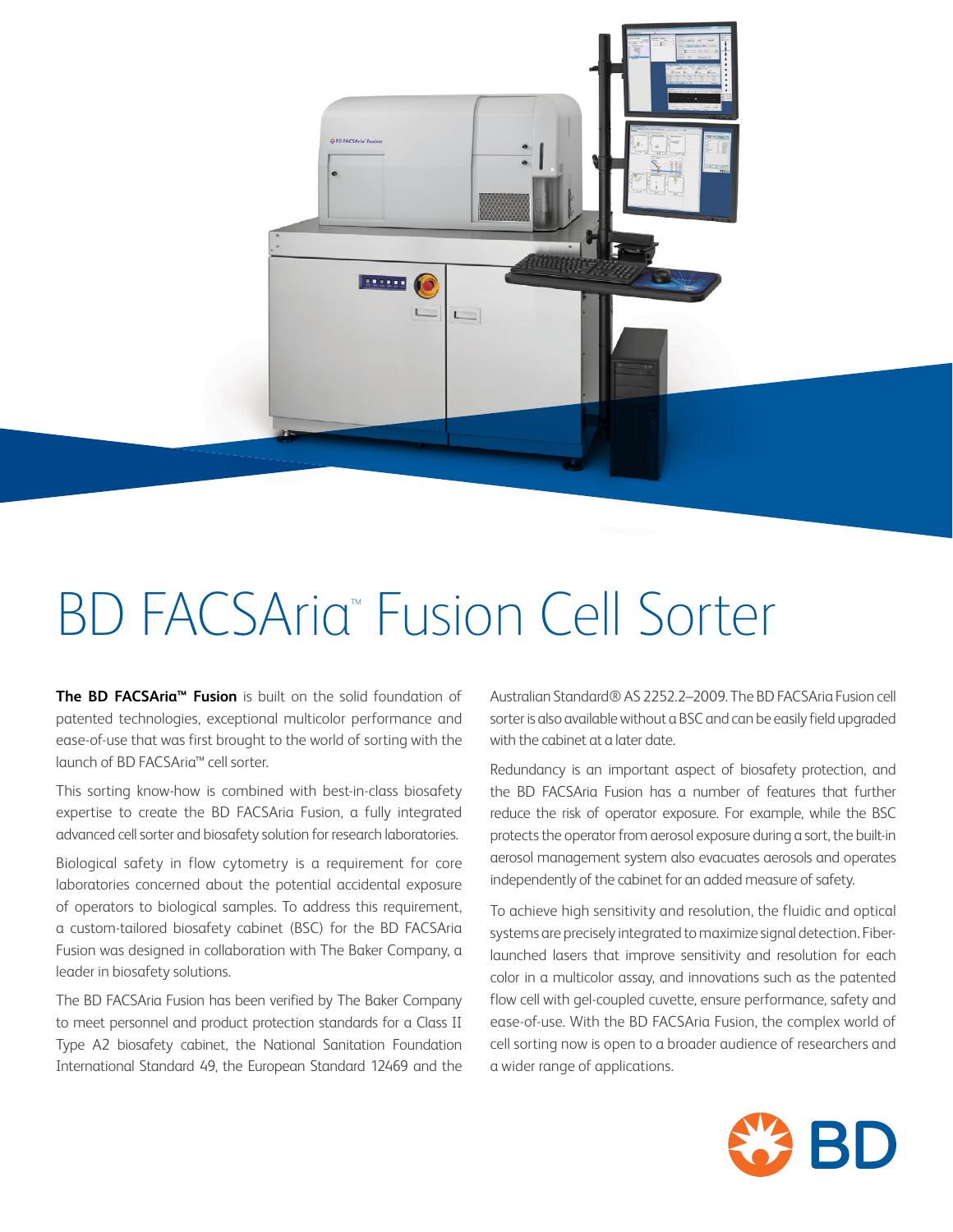# BD FACSAria™ Fusion Cell Sorter

**The BD FACSAria™ Fusion** is built on the solid foundation of patented technologies, exceptional multicolor performance and ease-of-use that was first brought to the world of sorting with the launch of BD FACSAria™ cell sorter.

This sorting know-how is combined with best-in-class biosafety expertise to create the BD FACSAria Fusion, a fully integrated advanced cell sorter and biosafety solution for research laboratories.

Biological safety in flow cytometry is a requirement for core laboratories concerned about the potential accidental exposure of operators to biological samples. To address this requirement, a custom-tailored biosafety cabinet (BSC) for the BD FACSAria Fusion was designed in collaboration with The Baker Company, a leader in biosafety solutions.

The BD FACSAria Fusion has been verified by The Baker Company to meet personnel and product protection standards for a Class II Type A2 biosafety cabinet, the National Sanitation Foundation International Standard 49, the European Standard 12469 and the Australian Standard® AS 2252.2–2009. The BD FACSAria Fusion cell sorter is also available without a BSC and can be easily field upgraded with the cabinet at a later date.

Redundancy is an important aspect of biosafety protection, and the BD FACSAria Fusion has a number of features that further reduce the risk of operator exposure. For example, while the BSC protects the operator from aerosol exposure during a sort, the built-in aerosol management system also evacuates aerosols and operates independently of the cabinet for an added measure of safety.

To achieve high sensitivity and resolution, the fluidic and optical systems are precisely integrated to maximize signal detection. Fiber-launched lasers that improve sensitivity and resolution for each color in a multicolor assay, and innovations such as the patented flow cell with gel-coupled cuvette, ensure performance, safety and ease-of-use. With the BD FACSAria Fusion, the complex world of cell sorting now is open to a broader audience of researchers and a wider range of applications.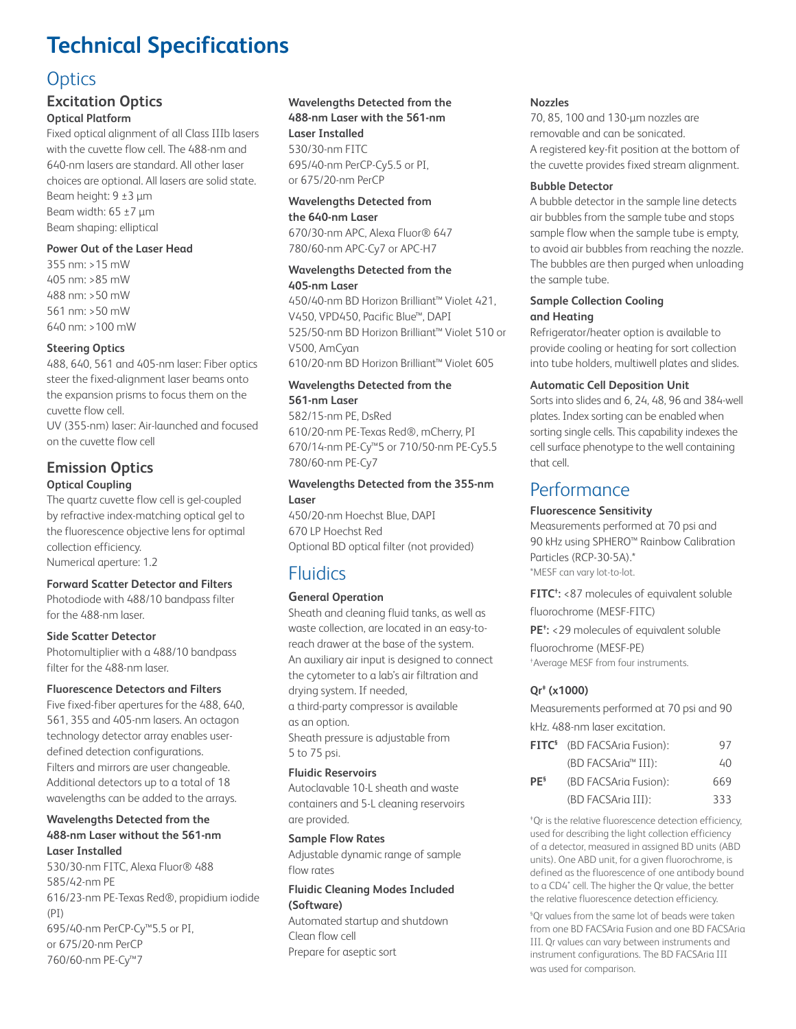# Technical Specifications

## Optics

### Excitation Optics

**Optical Platform**

Fixed optical alignment of all Class IIIb lasers with the cuvette flow cell. The 488-nm and 640-nm lasers are standard. All other laser choices are optional. All lasers are solid state.
Beam height: 9 ±3 µm
Beam width: 65 ±7 µm
Beam shaping: elliptical

**Power Out of the Laser Head**

355 nm: >15 mW
405 nm: >85 mW
488 nm: >50 mW
561 nm: >50 mW
640 nm: >100 mW

**Steering Optics**

488, 640, 561 and 405-nm laser: Fiber optics steer the fixed-alignment laser beams onto the expansion prisms to focus them on the cuvette flow cell.
UV (355-nm) laser: Air-launched and focused on the cuvette flow cell

### Emission Optics

**Optical Coupling**

The quartz cuvette flow cell is gel-coupled by refractive index-matching optical gel to the fluorescence objective lens for optimal collection efficiency.
Numerical aperture: 1.2

**Forward Scatter Detector and Filters**

Photodiode with 488/10 bandpass filter for the 488-nm laser.

**Side Scatter Detector**

Photomultiplier with a 488/10 bandpass filter for the 488-nm laser.

**Fluorescence Detectors and Filters**

Five fixed-fiber apertures for the 488, 640, 561, 355 and 405-nm lasers. An octagon technology detector array enables user-defined detection configurations.
Filters and mirrors are user changeable.
Additional detectors up to a total of 18 wavelengths can be added to the arrays.

**Wavelengths Detected from the 488-nm Laser without the 561-nm Laser Installed**

530/30-nm FITC, Alexa Fluor® 488
585/42-nm PE
616/23-nm PE-Texas Red®, propidium iodide (PI)
695/40-nm PerCP-Cy™5.5 or PI, or 675/20-nm PerCP
760/60-nm PE-Cy™7

**Wavelengths Detected from the 488-nm Laser with the 561-nm Laser Installed**

530/30-nm FITC
695/40-nm PerCP-Cy5.5 or PI, or 675/20-nm PerCP

**Wavelengths Detected from the 640-nm Laser**

670/30-nm APC, Alexa Fluor® 647
780/60-nm APC-Cy7 or APC-H7

**Wavelengths Detected from the 405-nm Laser**

450/40-nm BD Horizon Brilliant™ Violet 421, V450, VPD450, Pacific Blue™, DAPI
525/50-nm BD Horizon Brilliant™ Violet 510 or V500, AmCyan
610/20-nm BD Horizon Brilliant™ Violet 605

**Wavelengths Detected from the 561-nm Laser**

582/15-nm PE, DsRed
610/20-nm PE-Texas Red®, mCherry, PI
670/14-nm PE-Cy™5 or 710/50-nm PE-Cy5.5
780/60-nm PE-Cy7

**Wavelengths Detected from the 355-nm Laser**

450/20-nm Hoechst Blue, DAPI
670 LP Hoechst Red
Optional BD optical filter (not provided)

## Fluidics

**General Operation**

Sheath and cleaning fluid tanks, as well as waste collection, are located in an easy-to-reach drawer at the base of the system.
An auxiliary air input is designed to connect the cytometer to a lab's air filtration and drying system. If needed, a third-party compressor is available as an option.
Sheath pressure is adjustable from 5 to 75 psi.

**Fluidic Reservoirs**

Autoclavable 10-L sheath and waste containers and 5-L cleaning reservoirs are provided.

**Sample Flow Rates**

Adjustable dynamic range of sample flow rates

**Fluidic Cleaning Modes Included (Software)**

Automated startup and shutdown
Clean flow cell
Prepare for aseptic sort

**Nozzles**

70, 85, 100 and 130-µm nozzles are removable and can be sonicated.
A registered key-fit position at the bottom of the cuvette provides fixed stream alignment.

**Bubble Detector**

A bubble detector in the sample line detects air bubbles from the sample tube and stops sample flow when the sample tube is empty, to avoid air bubbles from reaching the nozzle. The bubbles are then purged when unloading the sample tube.

**Sample Collection Cooling and Heating**

Refrigerator/heater option is available to provide cooling or heating for sort collection into tube holders, multiwell plates and slides.

**Automatic Cell Deposition Unit**

Sorts into slides and 6, 24, 48, 96 and 384-well plates. Index sorting can be enabled when sorting single cells. This capability indexes the cell surface phenotype to the well containing that cell.

## Performance

**Fluorescence Sensitivity**

Measurements performed at 70 psi and 90 kHz using SPHERO™ Rainbow Calibration Particles (RCP-30-5A).*
*MESF can vary lot-to-lot.

**FITC†:** <87 molecules of equivalent soluble fluorochrome (MESF-FITC)

**PE†:** <29 molecules of equivalent soluble fluorochrome (MESF-PE)

†Average MESF from four instruments.

**Qr‡ (x1000)**

Measurements performed at 70 psi and 90 kHz. 488-nm laser excitation.

| | | |
|---|---|---|
| **FITC§** | (BD FACSAria Fusion): | 97 |
| | (BD FACSAria™ III): | 40 |
| **PE§** | (BD FACSAria Fusion): | 669 |
| | (BD FACSAria III): | 333 |

‡Qr is the relative fluorescence detection efficiency, used for describing the light collection efficiency of a detector, measured in assigned BD units (ABD units). One ABD unit, for a given fluorochrome, is defined as the fluorescence of one antibody bound to a CD4+ cell. The higher the Qr value, the better the relative fluorescence detection efficiency.

§Qr values from the same lot of beads were taken from one BD FACSAria Fusion and one BD FACSAria III. Qr values can vary between instruments and instrument configurations. The BD FACSAria III was used for comparison.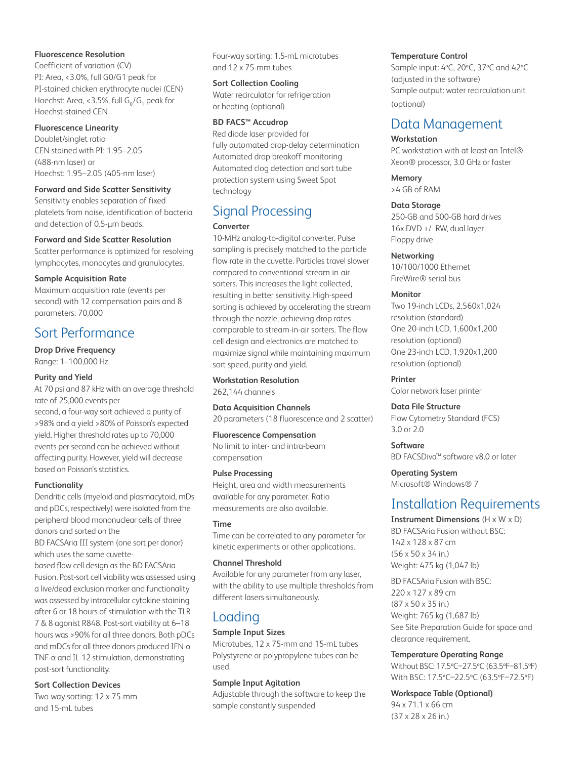### Fluorescence Resolution

Coefficient of variation (CV)
PI: Area, <3.0%, full G0/G1 peak for PI-stained chicken erythrocyte nuclei (CEN)
Hoechst: Area, <3.5%, full $G_0/G_1$ peak for Hoechst-stained CEN

### Fluorescence Linearity

Doublet/singlet ratio
CEN stained with PI: 1.95–2.05 (488-nm laser) or
Hoechst: 1.95–2.05 (405-nm laser)

### Forward and Side Scatter Sensitivity

Sensitivity enables separation of fixed platelets from noise, identification of bacteria and detection of 0.5-µm beads.

### Forward and Side Scatter Resolution

Scatter performance is optimized for resolving lymphocytes, monocytes and granulocytes.

### Sample Acquisition Rate

Maximum acquisition rate (events per second) with 12 compensation pairs and 8 parameters: 70,000

## Sort Performance

### Drop Drive Frequency

Range: 1–100,000 Hz

### Purity and Yield

At 70 psi and 87 kHz with an average threshold rate of 25,000 events per second, a four-way sort achieved a purity of >98% and a yield >80% of Poisson's expected yield. Higher threshold rates up to 70,000 events per second can be achieved without affecting purity. However, yield will decrease based on Poisson's statistics.

### Functionality

Dendritic cells (myeloid and plasmacytoid, mDs and pDCs, respectively) were isolated from the peripheral blood mononuclear cells of three donors and sorted on the BD FACSAria III system (one sort per donor) which uses the same cuvette-based flow cell design as the BD FACSAria Fusion. Post-sort cell viability was assessed using a live/dead exclusion marker and functionality was assessed by intracellular cytokine staining after 6 or 18 hours of stimulation with the TLR 7 & 8 agonist R848. Post-sort viability at 6–18 hours was >90% for all three donors. Both pDCs and mDCs for all three donors produced IFN-α TNF-α and IL-12 stimulation, demonstrating post-sort functionality.

### Sort Collection Devices

Two-way sorting: 12 x 75-mm and 15-mL tubes
Four-way sorting: 1.5-mL microtubes and 12 x 75-mm tubes

### Sort Collection Cooling

Water recirculator for refrigeration or heating (optional)

### BD FACS™ Accudrop

Red diode laser provided for fully automated drop-delay determination
Automated drop breakoff monitoring
Automated clog detection and sort tube protection system using Sweet Spot technology

## Signal Processing

### Converter

10-MHz analog-to-digital converter. Pulse sampling is precisely matched to the particle flow rate in the cuvette. Particles travel slower compared to conventional stream-in-air sorters. This increases the light collected, resulting in better sensitivity. High-speed sorting is achieved by accelerating the stream through the nozzle, achieving drop rates comparable to stream-in-air sorters. The flow cell design and electronics are matched to maximize signal while maintaining maximum sort speed, purity and yield.

### Workstation Resolution

262,144 channels

### Data Acquisition Channels

20 parameters (18 fluorescence and 2 scatter)

### Fluorescence Compensation

No limit to inter- and intra-beam compensation

### Pulse Processing

Height, area and width measurements available for any parameter. Ratio measurements are also available.

### Time

Time can be correlated to any parameter for kinetic experiments or other applications.

### Channel Threshold

Available for any parameter from any laser, with the ability to use multiple thresholds from different lasers simultaneously.

## Loading

### Sample Input Sizes

Microtubes, 12 x 75-mm and 15-mL tubes
Polystyrene or polypropylene tubes can be used.

### Sample Input Agitation

Adjustable through the software to keep the sample constantly suspended

### Temperature Control

Sample input: 4°C, 20°C, 37°C and 42°C (adjusted in the software)
Sample output: water recirculation unit (optional)

## Data Management

### Workstation

PC workstation with at least an Intel® Xeon® processor, 3.0 GHz or faster

### Memory

>4 GB of RAM

### Data Storage

250-GB and 500-GB hard drives
16x DVD +/- RW, dual layer
Floppy drive

### Networking

10/100/1000 Ethernet
FireWire® serial bus

### Monitor

Two 19-inch LCDs, 2,560x1,024 resolution (standard)
One 20-inch LCD, 1,600x1,200 resolution (optional)
One 23-inch LCD, 1,920x1,200 resolution (optional)

### Printer

Color network laser printer

### Data File Structure

Flow Cytometry Standard (FCS) 3.0 or 2.0

### Software

BD FACSDiva™ software v8.0 or later

### Operating System

Microsoft® Windows® 7

## Installation Requirements

### Instrument Dimensions (H x W x D)

BD FACSAria Fusion without BSC:
142 x 128 x 87 cm
(56 x 50 x 34 in.)
Weight: 475 kg (1,047 lb)

BD FACSAria Fusion with BSC:
220 x 127 x 89 cm
(87 x 50 x 35 in.)
Weight: 765 kg (1,687 lb)
See Site Preparation Guide for space and clearance requirement.

### Temperature Operating Range

Without BSC: 17.5°C–27.5°C (63.5°F–81.5°F)
With BSC: 17.5°C–22.5°C (63.5°F–72.5°F)

### Workspace Table (Optional)

94 x 71.1 x 66 cm
(37 x 28 x 26 in.)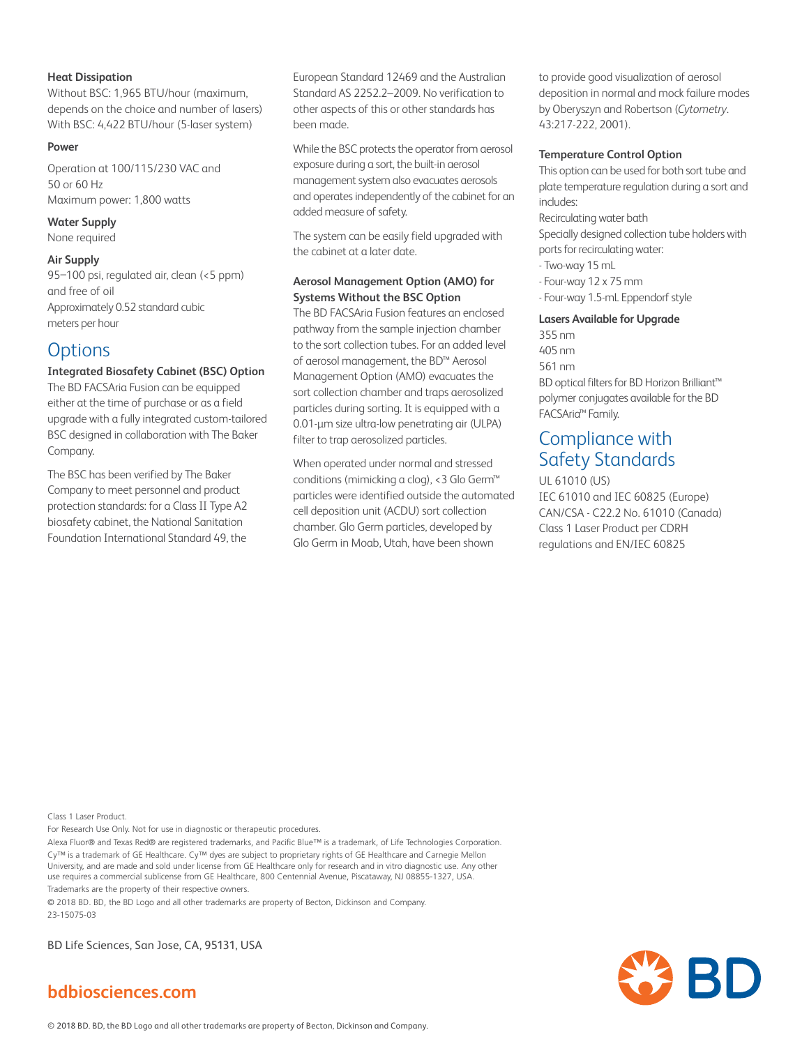#### Heat Dissipation

Without BSC: 1,965 BTU/hour (maximum, depends on the choice and number of lasers)
With BSC: 4,422 BTU/hour (5-laser system)

#### Power

Operation at 100/115/230 VAC and 50 or 60 Hz
Maximum power: 1,800 watts

#### Water Supply

None required

#### Air Supply

95–100 psi, regulated air, clean (<5 ppm) and free of oil
Approximately 0.52 standard cubic meters per hour

## Options

#### Integrated Biosafety Cabinet (BSC) Option

The BD FACSAria Fusion can be equipped either at the time of purchase or as a field upgrade with a fully integrated custom-tailored BSC designed in collaboration with The Baker Company.

The BSC has been verified by The Baker Company to meet personnel and product protection standards: for a Class II Type A2 biosafety cabinet, the National Sanitation Foundation International Standard 49, the European Standard 12469 and the Australian Standard AS 2252.2–2009. No verification to other aspects of this or other standards has been made.

While the BSC protects the operator from aerosol exposure during a sort, the built-in aerosol management system also evacuates aerosols and operates independently of the cabinet for an added measure of safety.

The system can be easily field upgraded with the cabinet at a later date.

#### Aerosol Management Option (AMO) for Systems Without the BSC Option

The BD FACSAria Fusion features an enclosed pathway from the sample injection chamber to the sort collection tubes. For an added level of aerosol management, the BD™ Aerosol Management Option (AMO) evacuates the sort collection chamber and traps aerosolized particles during sorting. It is equipped with a 0.01-µm size ultra-low penetrating air (ULPA) filter to trap aerosolized particles.

When operated under normal and stressed conditions (mimicking a clog), <3 Glo Germ™ particles were identified outside the automated cell deposition unit (ACDU) sort collection chamber. Glo Germ particles, developed by Glo Germ in Moab, Utah, have been shown to provide good visualization of aerosol deposition in normal and mock failure modes by Oberyszyn and Robertson (*Cytometry*. 43:217-222, 2001).

#### Temperature Control Option

This option can be used for both sort tube and plate temperature regulation during a sort and includes:
Recirculating water bath
Specially designed collection tube holders with ports for recirculating water:
- Two-way 15 mL
- Four-way 12 x 75 mm
- Four-way 1.5-mL Eppendorf style

#### Lasers Available for Upgrade

355 nm
405 nm
561 nm
BD optical filters for BD Horizon Brilliant™ polymer conjugates available for the BD FACSAria™ Family.

## Compliance with Safety Standards

UL 61010 (US)
IEC 61010 and IEC 60825 (Europe)
CAN/CSA - C22.2 No. 61010 (Canada)
Class 1 Laser Product per CDRH regulations and EN/IEC 60825

Class 1 Laser Product.
For Research Use Only. Not for use in diagnostic or therapeutic procedures.
Alexa Fluor® and Texas Red® are registered trademarks, and Pacific Blue™ is a trademark, of Life Technologies Corporation.
Cy™ is a trademark of GE Healthcare. Cy™ dyes are subject to proprietary rights of GE Healthcare and Carnegie Mellon University, and are made and sold under license from GE Healthcare only for research and in vitro diagnostic use. Any other use requires a commercial sublicense from GE Healthcare, 800 Centennial Avenue, Piscataway, NJ 08855-1327, USA.
Trademarks are the property of their respective owners.
© 2018 BD. BD, the BD Logo and all other trademarks are property of Becton, Dickinson and Company.
23-15075-03

BD Life Sciences, San Jose, CA, 95131, USA

**bdbiosciences.com**

© 2018 BD. BD, the BD Logo and all other trademarks are property of Becton, Dickinson and Company.